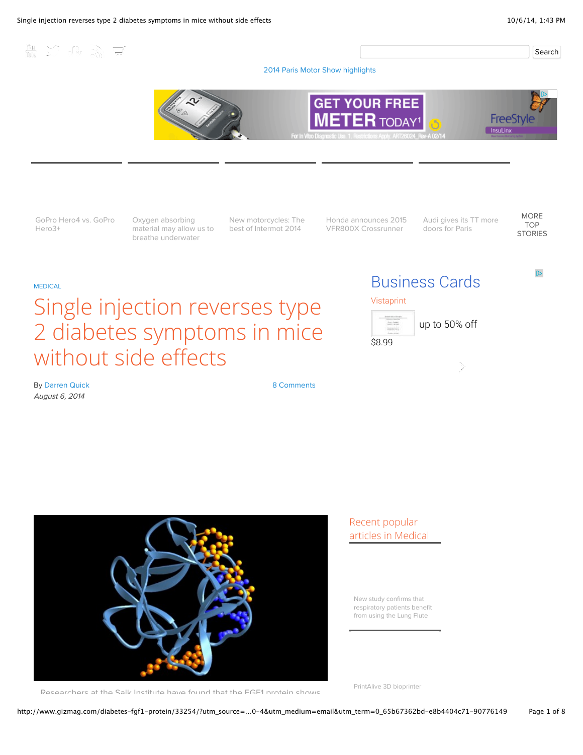2014 Paris Motor Show highlights

GoPro Hero4 vs. GoPro Hero3+

Oxygen absorbing material may allow us to breathe underwater

New motorcycles: The best of Intermot 2014

Honda announces 2015 VFR800X Crossrunner

Audi gives its TT more doors for Paris

MORE TOP STORIES

MEDICAL

# Single injection reverses type 2 diabetes symptoms in mice without side effects

By Darren Quick

8 Comments

*August 6, 2014*

## Recent popular articles in Medical

New study confirms that respiratory patients benefit from using the Lung Flute

PrintAlive 3D bioprinter

Researchers at the Salk Institute have found that the FGF1 protein shows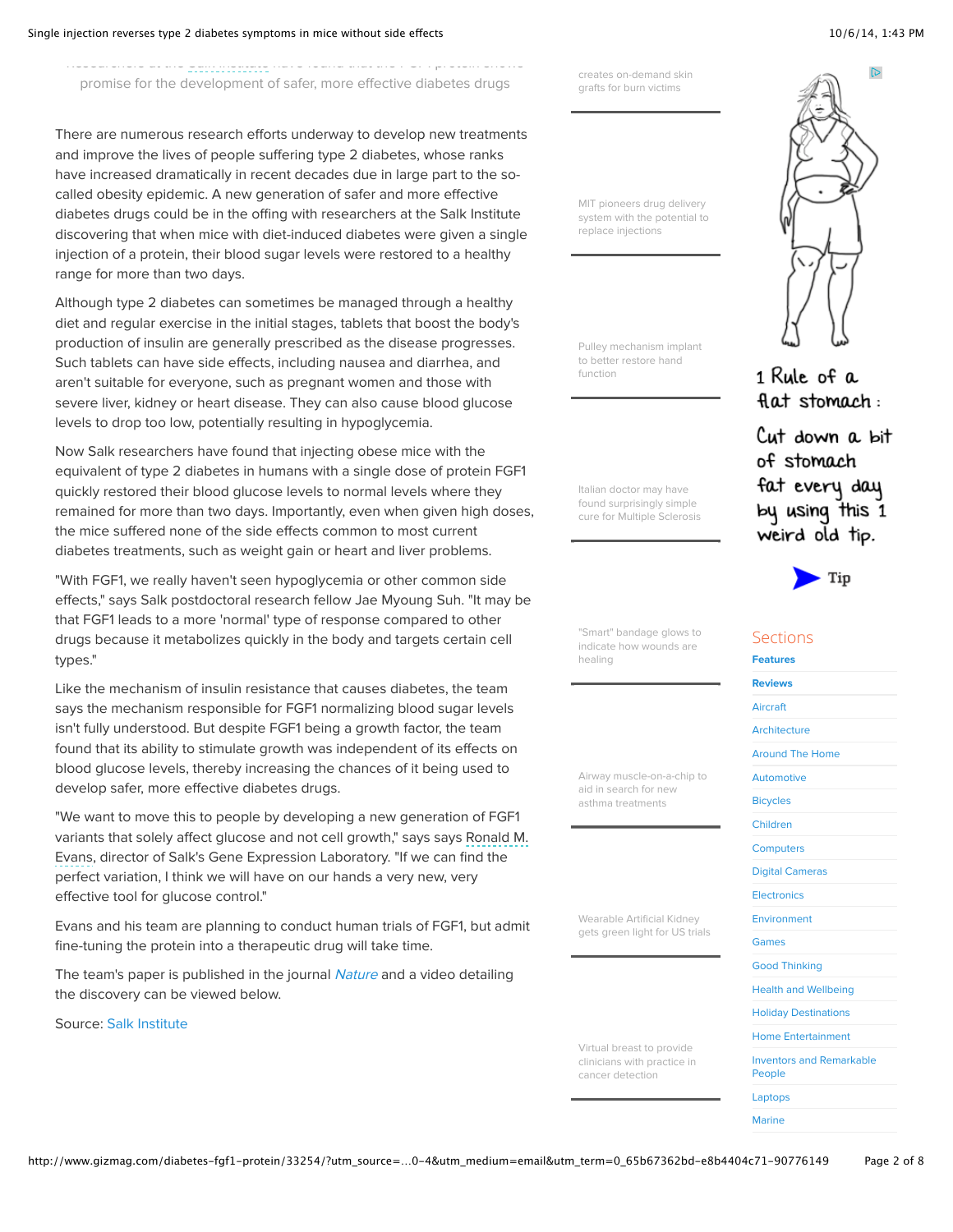promise for the development of safer, more effective diabetes drugs

There are numerous research efforts underway to develop new treatments and improve the lives of people suffering type 2 diabetes, whose ranks have increased dramatically in recent decades due in large part to the so-called obesity epidemic. A new generation of safer and more effective diabetes drugs could be in the offing with researchers at the Salk Institute discovering that when mice with diet-induced diabetes were given a single injection of a protein, their blood sugar levels were restored to a healthy range for more than two days.

Although type 2 diabetes can sometimes be managed through a healthy diet and regular exercise in the initial stages, tablets that boost the body's production of insulin are generally prescribed as the disease progresses. Such tablets can have side effects, including nausea and diarrhea, and aren't suitable for everyone, such as pregnant women and those with severe liver, kidney or heart disease. They can also cause blood glucose levels to drop too low, potentially resulting in hypoglycemia.

Now Salk researchers have found that injecting obese mice with the equivalent of type 2 diabetes in humans with a single dose of protein FGF1 quickly restored their blood glucose levels to normal levels where they remained for more than two days. Importantly, even when given high doses, the mice suffered none of the side effects common to most current diabetes treatments, such as weight gain or heart and liver problems.

"With FGF1, we really haven't seen hypoglycemia or other common side effects," says Salk postdoctoral research fellow Jae Myoung Suh. "It may be that FGF1 leads to a more 'normal' type of response compared to other drugs because it metabolizes quickly in the body and targets certain cell types."

Like the mechanism of insulin resistance that causes diabetes, the team says the mechanism responsible for FGF1 normalizing blood sugar levels isn't fully understood. But despite FGF1 being a growth factor, the team found that its ability to stimulate growth was independent of its effects on blood glucose levels, thereby increasing the chances of it being used to develop safer, more effective diabetes drugs.

"We want to move this to people by developing a new generation of FGF1 variants that solely affect glucose and not cell growth," says says Ronald M. Evans, director of Salk's Gene Expression Laboratory. "If we can find the perfect variation, I think we will have on our hands a very new, very effective tool for glucose control."

Evans and his team are planning to conduct human trials of FGF1, but admit fine-tuning the protein into a therapeutic drug will take time.

The team's paper is published in the journal *Nature* and a video detailing the discovery can be viewed below.

Source: Salk Institute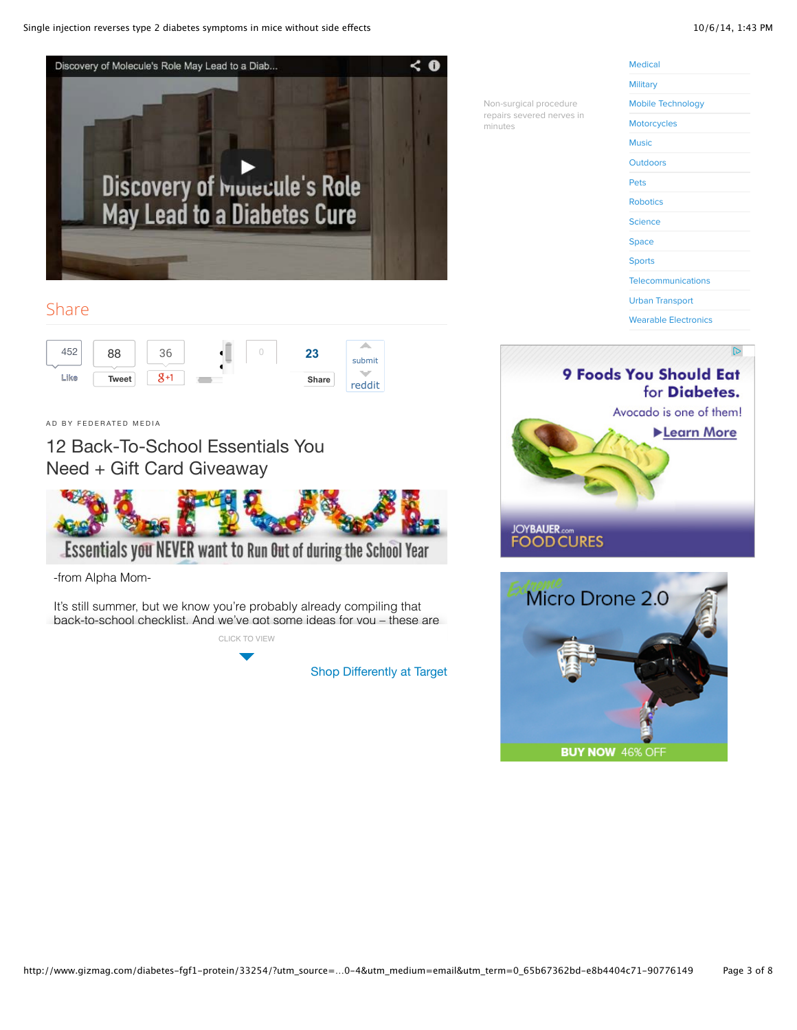Discovery of Molecule's Role May Lead to a Diab...

Discovery of Molecule's Role May Lead to a Diabetes Cure

Non-surgical procedure repairs severed nerves in minutes

- Medical
- Military
- Mobile Technology
- Motorcycles
- Music
- Outdoors
- Pets
- Robotics
- Science
- Space
- Sports
- Telecommunications
- Urban Transport
- Wearable Electronics

## Share

452 Like | 88 Tweet | 36 g+1 | 0 | 23 Share | submit reddit

AD BY FEDERATED MEDIA

## 12 Back-To-School Essentials You Need + Gift Card Giveaway

Essentials you NEVER want to Run Out of during the School Year

-from Alpha Mom-

It's still summer, but we know you're probably already compiling that back-to-school checklist. And we've got some ideas for you – these are

CLICK TO VIEW

Shop Differently at Target

9 Foods You Should Eat for Diabetes. Avocado is one of them! ▶Learn More

JOYBAUER.com FOOD CURES

Extreme Micro Drone 2.0

BUY NOW 46% OFF